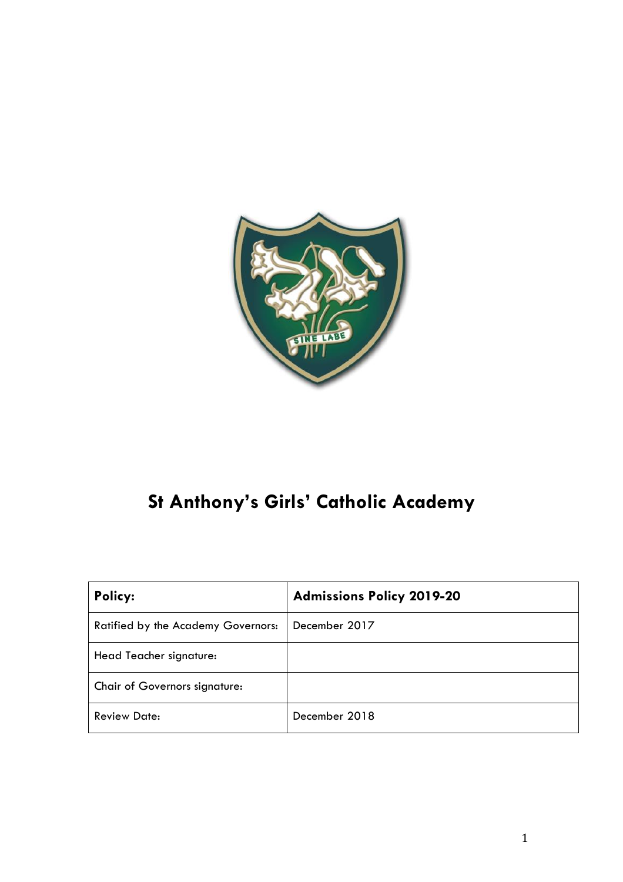# St Anthony's Girls' Catholic Academy

| **Policy:** | **Admissions Policy 2019-20** |
| --- | --- |
| Ratified by the Academy Governors: | December 2017 |
| Head Teacher signature: | |
| Chair of Governors signature: | |
| Review Date: | December 2018 |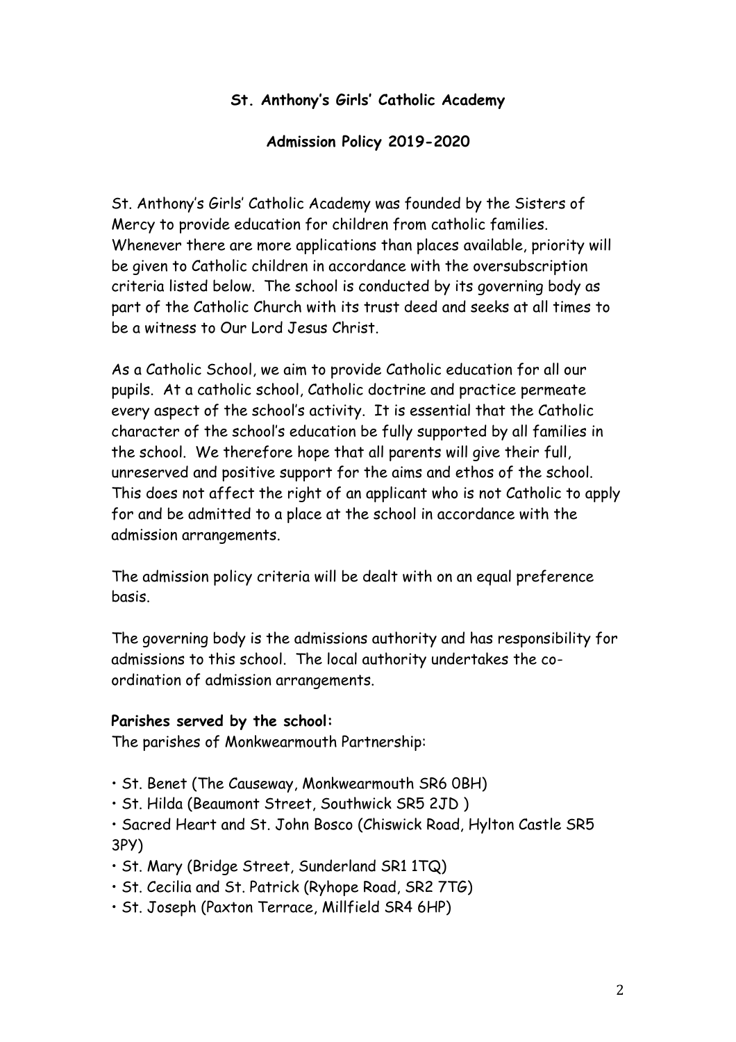**St. Anthony's Girls' Catholic Academy**

**Admission Policy 2019-2020**

St. Anthony's Girls' Catholic Academy was founded by the Sisters of Mercy to provide education for children from catholic families. Whenever there are more applications than places available, priority will be given to Catholic children in accordance with the oversubscription criteria listed below. The school is conducted by its governing body as part of the Catholic Church with its trust deed and seeks at all times to be a witness to Our Lord Jesus Christ.

As a Catholic School, we aim to provide Catholic education for all our pupils. At a catholic school, Catholic doctrine and practice permeate every aspect of the school's activity. It is essential that the Catholic character of the school's education be fully supported by all families in the school. We therefore hope that all parents will give their full, unreserved and positive support for the aims and ethos of the school. This does not affect the right of an applicant who is not Catholic to apply for and be admitted to a place at the school in accordance with the admission arrangements.

The admission policy criteria will be dealt with on an equal preference basis.

The governing body is the admissions authority and has responsibility for admissions to this school. The local authority undertakes the co-ordination of admission arrangements.

**Parishes served by the school:**
The parishes of Monkwearmouth Partnership:

- St. Benet (The Causeway, Monkwearmouth SR6 0BH)
- St. Hilda (Beaumont Street, Southwick SR5 2JD )
- Sacred Heart and St. John Bosco (Chiswick Road, Hylton Castle SR5 3PY)
- St. Mary (Bridge Street, Sunderland SR1 1TQ)
- St. Cecilia and St. Patrick (Ryhope Road, SR2 7TG)
- St. Joseph (Paxton Terrace, Millfield SR4 6HP)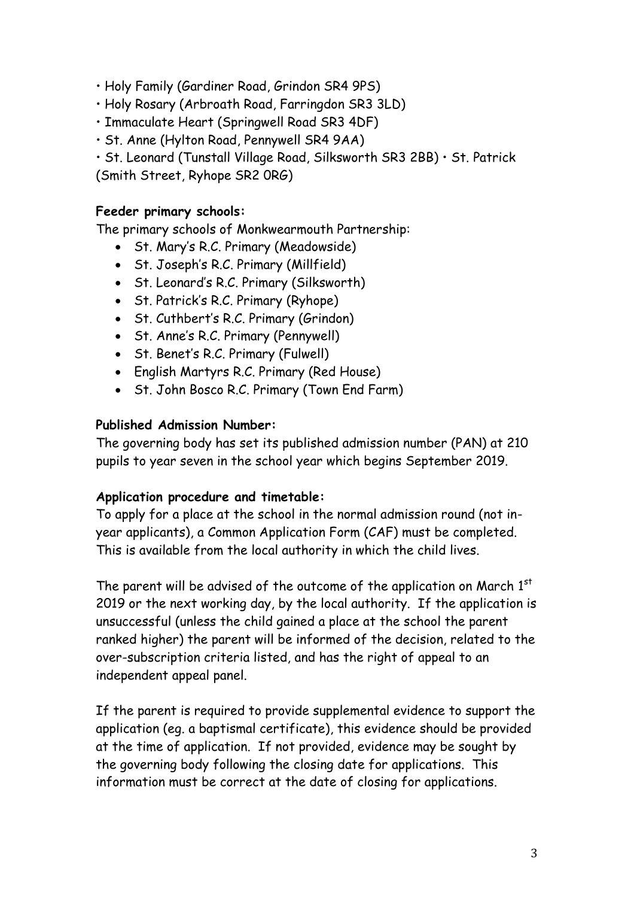• Holy Family (Gardiner Road, Grindon SR4 9PS)
• Holy Rosary (Arbroath Road, Farringdon SR3 3LD)
• Immaculate Heart (Springwell Road SR3 4DF)
• St. Anne (Hylton Road, Pennywell SR4 9AA)
• St. Leonard (Tunstall Village Road, Silksworth SR3 2BB) • St. Patrick (Smith Street, Ryhope SR2 0RG)

**Feeder primary schools:**

The primary schools of Monkwearmouth Partnership:

- St. Mary's R.C. Primary (Meadowside)
- St. Joseph's R.C. Primary (Millfield)
- St. Leonard's R.C. Primary (Silksworth)
- St. Patrick's R.C. Primary (Ryhope)
- St. Cuthbert's R.C. Primary (Grindon)
- St. Anne's R.C. Primary (Pennywell)
- St. Benet's R.C. Primary (Fulwell)
- English Martyrs R.C. Primary (Red House)
- St. John Bosco R.C. Primary (Town End Farm)

**Published Admission Number:**

The governing body has set its published admission number (PAN) at 210 pupils to year seven in the school year which begins September 2019.

**Application procedure and timetable:**

To apply for a place at the school in the normal admission round (not in-year applicants), a Common Application Form (CAF) must be completed. This is available from the local authority in which the child lives.

The parent will be advised of the outcome of the application on March 1st 2019 or the next working day, by the local authority. If the application is unsuccessful (unless the child gained a place at the school the parent ranked higher) the parent will be informed of the decision, related to the over-subscription criteria listed, and has the right of appeal to an independent appeal panel.

If the parent is required to provide supplemental evidence to support the application (eg. a baptismal certificate), this evidence should be provided at the time of application. If not provided, evidence may be sought by the governing body following the closing date for applications. This information must be correct at the date of closing for applications.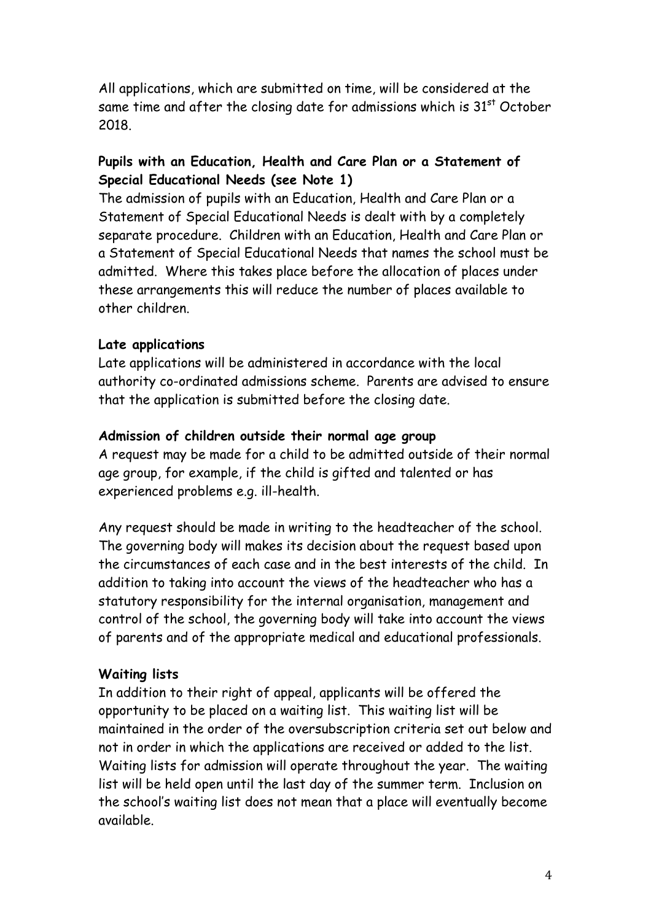All applications, which are submitted on time, will be considered at the same time and after the closing date for admissions which is 31st October 2018.

**Pupils with an Education, Health and Care Plan or a Statement of Special Educational Needs (see Note 1)**

The admission of pupils with an Education, Health and Care Plan or a Statement of Special Educational Needs is dealt with by a completely separate procedure. Children with an Education, Health and Care Plan or a Statement of Special Educational Needs that names the school must be admitted. Where this takes place before the allocation of places under these arrangements this will reduce the number of places available to other children.

**Late applications**

Late applications will be administered in accordance with the local authority co-ordinated admissions scheme. Parents are advised to ensure that the application is submitted before the closing date.

**Admission of children outside their normal age group**

A request may be made for a child to be admitted outside of their normal age group, for example, if the child is gifted and talented or has experienced problems e.g. ill-health.

Any request should be made in writing to the headteacher of the school. The governing body will makes its decision about the request based upon the circumstances of each case and in the best interests of the child. In addition to taking into account the views of the headteacher who has a statutory responsibility for the internal organisation, management and control of the school, the governing body will take into account the views of parents and of the appropriate medical and educational professionals.

**Waiting lists**

In addition to their right of appeal, applicants will be offered the opportunity to be placed on a waiting list. This waiting list will be maintained in the order of the oversubscription criteria set out below and not in order in which the applications are received or added to the list. Waiting lists for admission will operate throughout the year. The waiting list will be held open until the last day of the summer term. Inclusion on the school's waiting list does not mean that a place will eventually become available.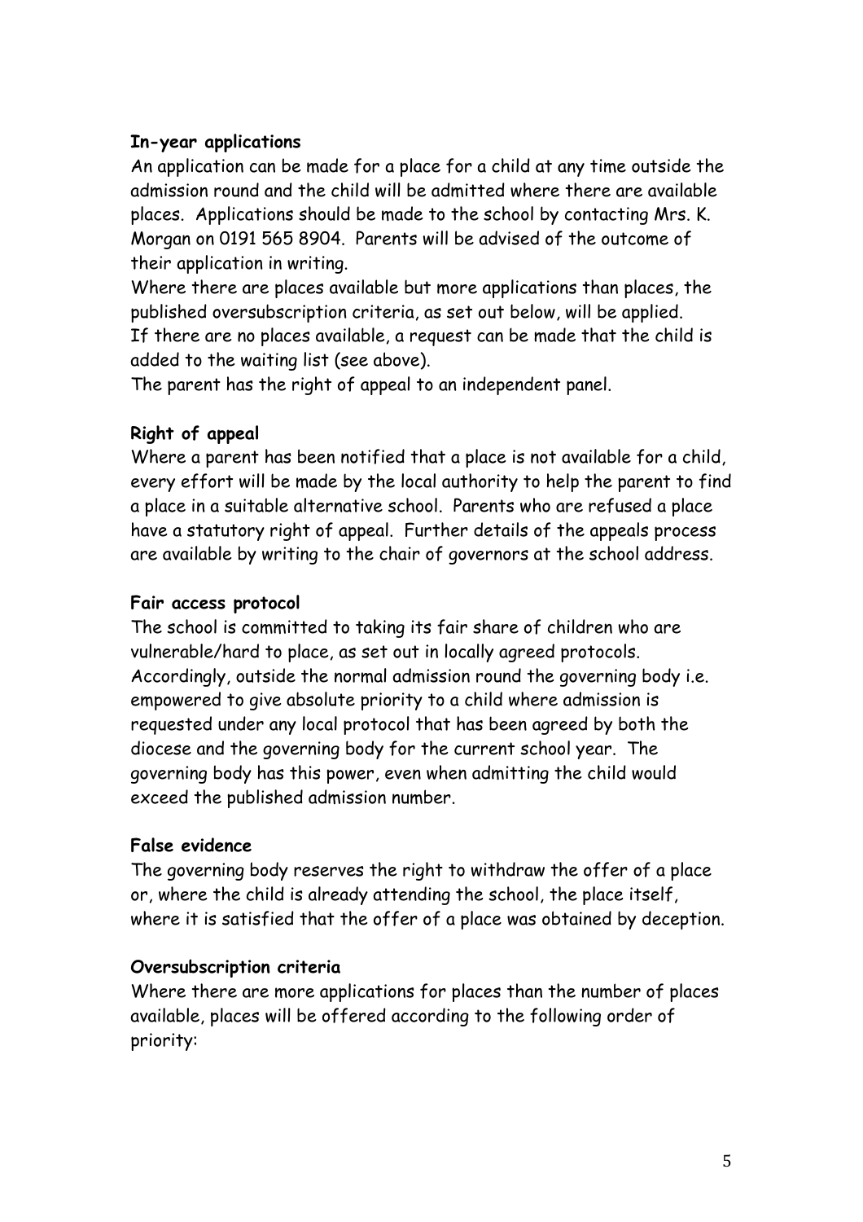**In-year applications**

An application can be made for a place for a child at any time outside the admission round and the child will be admitted where there are available places. Applications should be made to the school by contacting Mrs. K. Morgan on 0191 565 8904. Parents will be advised of the outcome of their application in writing.

Where there are places available but more applications than places, the published oversubscription criteria, as set out below, will be applied.

If there are no places available, a request can be made that the child is added to the waiting list (see above).

The parent has the right of appeal to an independent panel.

**Right of appeal**

Where a parent has been notified that a place is not available for a child, every effort will be made by the local authority to help the parent to find a place in a suitable alternative school. Parents who are refused a place have a statutory right of appeal. Further details of the appeals process are available by writing to the chair of governors at the school address.

**Fair access protocol**

The school is committed to taking its fair share of children who are vulnerable/hard to place, as set out in locally agreed protocols. Accordingly, outside the normal admission round the governing body i.e. empowered to give absolute priority to a child where admission is requested under any local protocol that has been agreed by both the diocese and the governing body for the current school year. The governing body has this power, even when admitting the child would exceed the published admission number.

**False evidence**

The governing body reserves the right to withdraw the offer of a place or, where the child is already attending the school, the place itself, where it is satisfied that the offer of a place was obtained by deception.

**Oversubscription criteria**

Where there are more applications for places than the number of places available, places will be offered according to the following order of priority: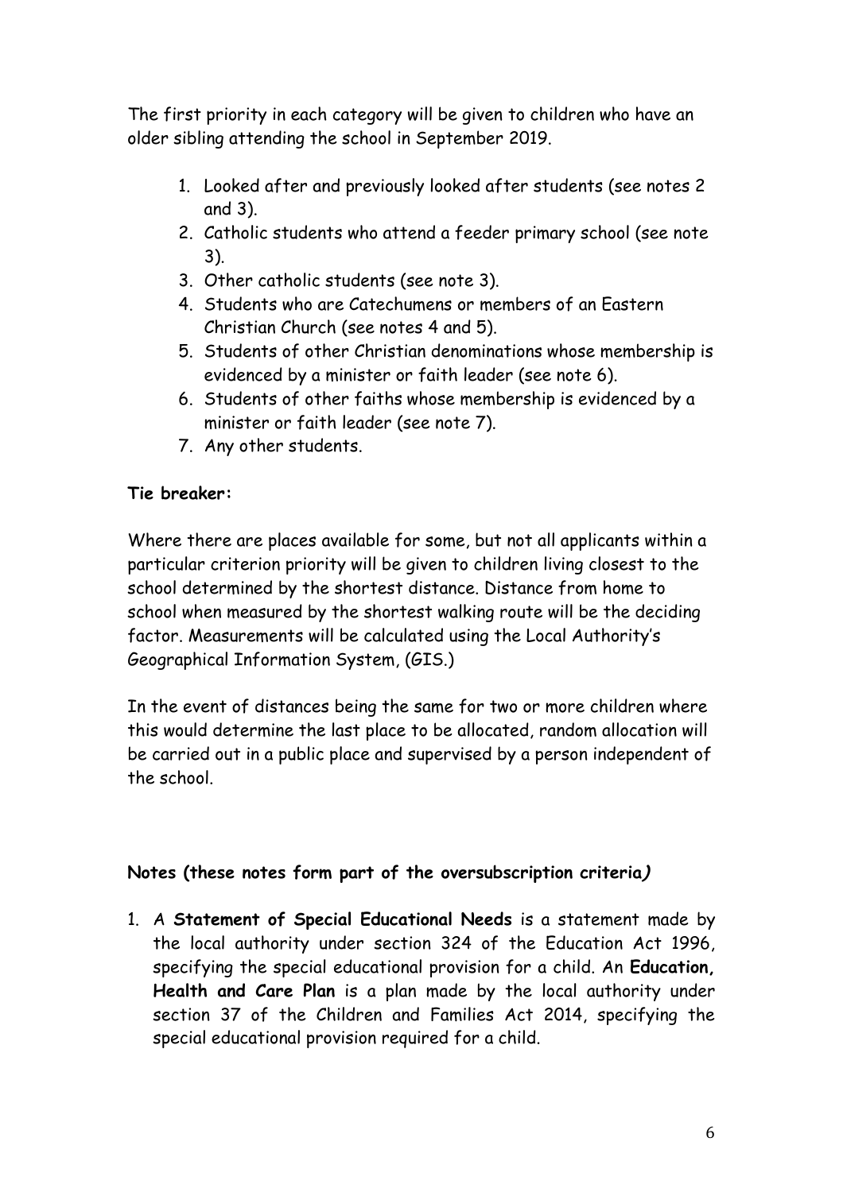The first priority in each category will be given to children who have an older sibling attending the school in September 2019.

1. Looked after and previously looked after students (see notes 2 and 3).
2. Catholic students who attend a feeder primary school (see note 3).
3. Other catholic students (see note 3).
4. Students who are Catechumens or members of an Eastern Christian Church (see notes 4 and 5).
5. Students of other Christian denominations whose membership is evidenced by a minister or faith leader (see note 6).
6. Students of other faiths whose membership is evidenced by a minister or faith leader (see note 7).
7. Any other students.

**Tie breaker:**

Where there are places available for some, but not all applicants within a particular criterion priority will be given to children living closest to the school determined by the shortest distance. Distance from home to school when measured by the shortest walking route will be the deciding factor. Measurements will be calculated using the Local Authority's Geographical Information System, (GIS.)

In the event of distances being the same for two or more children where this would determine the last place to be allocated, random allocation will be carried out in a public place and supervised by a person independent of the school.

**Notes (these notes form part of the oversubscription criteria*)***

1. A **Statement of Special Educational Needs** is a statement made by the local authority under section 324 of the Education Act 1996, specifying the special educational provision for a child. An **Education, Health and Care Plan** is a plan made by the local authority under section 37 of the Children and Families Act 2014, specifying the special educational provision required for a child.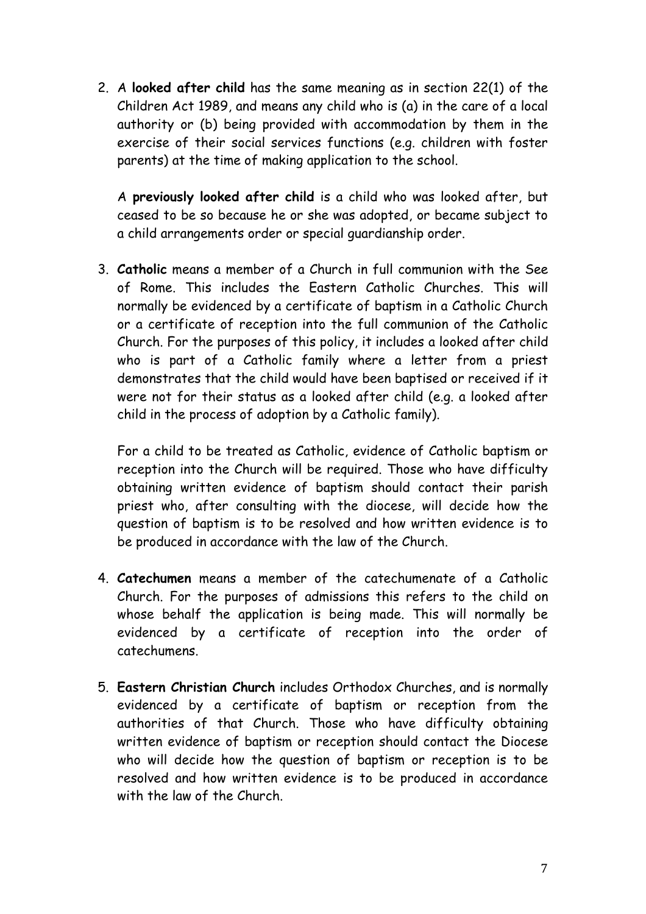2. A **looked after child** has the same meaning as in section 22(1) of the Children Act 1989, and means any child who is (a) in the care of a local authority or (b) being provided with accommodation by them in the exercise of their social services functions (e.g. children with foster parents) at the time of making application to the school.

   A **previously looked after child** is a child who was looked after, but ceased to be so because he or she was adopted, or became subject to a child arrangements order or special guardianship order.

3. **Catholic** means a member of a Church in full communion with the See of Rome. This includes the Eastern Catholic Churches. This will normally be evidenced by a certificate of baptism in a Catholic Church or a certificate of reception into the full communion of the Catholic Church. For the purposes of this policy, it includes a looked after child who is part of a Catholic family where a letter from a priest demonstrates that the child would have been baptised or received if it were not for their status as a looked after child (e.g. a looked after child in the process of adoption by a Catholic family).

   For a child to be treated as Catholic, evidence of Catholic baptism or reception into the Church will be required. Those who have difficulty obtaining written evidence of baptism should contact their parish priest who, after consulting with the diocese, will decide how the question of baptism is to be resolved and how written evidence is to be produced in accordance with the law of the Church.

4. **Catechumen** means a member of the catechumenate of a Catholic Church. For the purposes of admissions this refers to the child on whose behalf the application is being made. This will normally be evidenced by a certificate of reception into the order of catechumens.

5. **Eastern Christian Church** includes Orthodox Churches, and is normally evidenced by a certificate of baptism or reception from the authorities of that Church. Those who have difficulty obtaining written evidence of baptism or reception should contact the Diocese who will decide how the question of baptism or reception is to be resolved and how written evidence is to be produced in accordance with the law of the Church.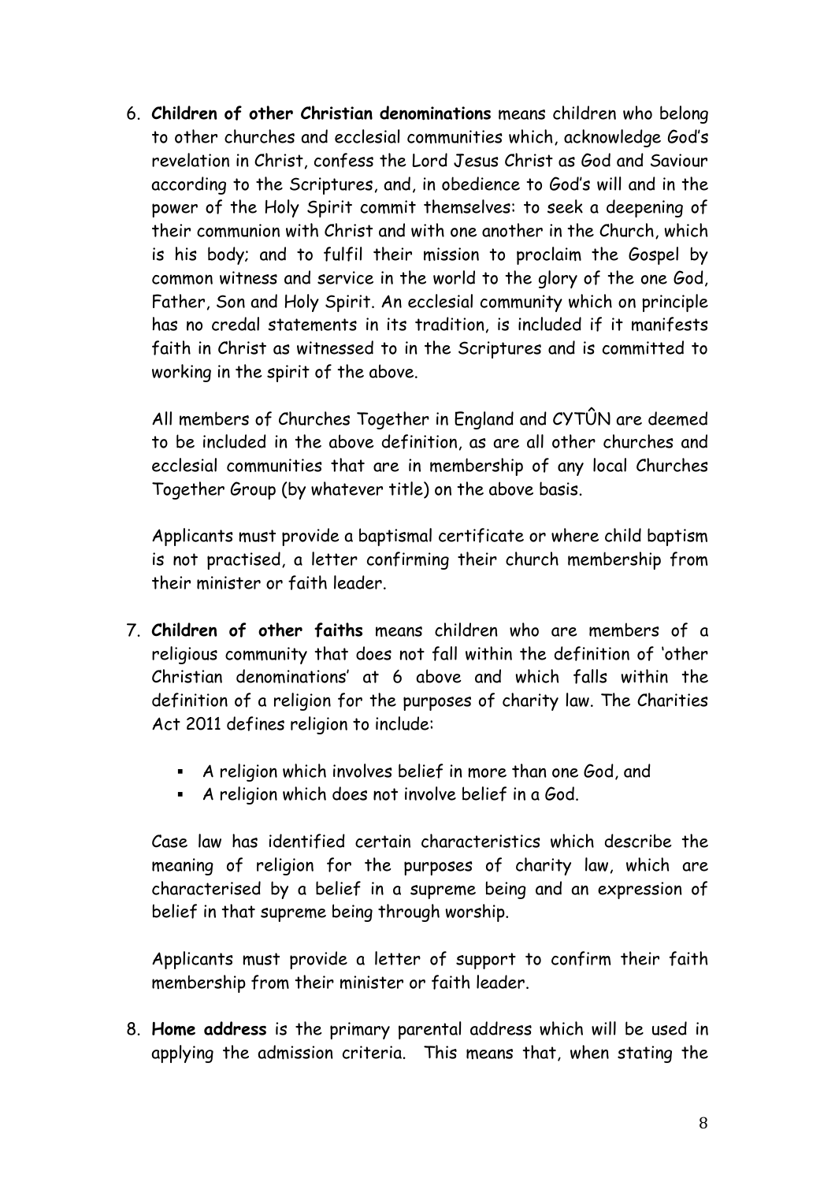6. **Children of other Christian denominations** means children who belong to other churches and ecclesial communities which, acknowledge God's revelation in Christ, confess the Lord Jesus Christ as God and Saviour according to the Scriptures, and, in obedience to God's will and in the power of the Holy Spirit commit themselves: to seek a deepening of their communion with Christ and with one another in the Church, which is his body; and to fulfil their mission to proclaim the Gospel by common witness and service in the world to the glory of the one God, Father, Son and Holy Spirit. An ecclesial community which on principle has no credal statements in its tradition, is included if it manifests faith in Christ as witnessed to in the Scriptures and is committed to working in the spirit of the above.

   All members of Churches Together in England and CYTÛN are deemed to be included in the above definition, as are all other churches and ecclesial communities that are in membership of any local Churches Together Group (by whatever title) on the above basis.

   Applicants must provide a baptismal certificate or where child baptism is not practised, a letter confirming their church membership from their minister or faith leader.

7. **Children of other faiths** means children who are members of a religious community that does not fall within the definition of 'other Christian denominations' at 6 above and which falls within the definition of a religion for the purposes of charity law. The Charities Act 2011 defines religion to include:

   - A religion which involves belief in more than one God, and
   - A religion which does not involve belief in a God.

   Case law has identified certain characteristics which describe the meaning of religion for the purposes of charity law, which are characterised by a belief in a supreme being and an expression of belief in that supreme being through worship.

   Applicants must provide a letter of support to confirm their faith membership from their minister or faith leader.

8. **Home address** is the primary parental address which will be used in applying the admission criteria. This means that, when stating the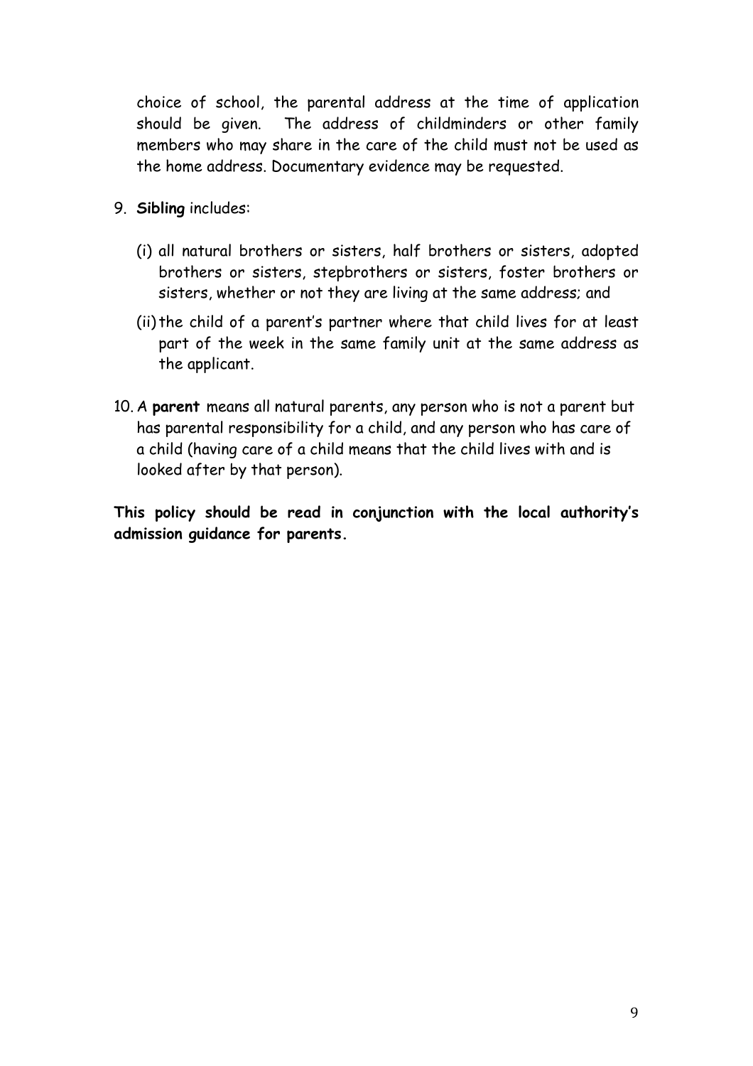choice of school, the parental address at the time of application should be given. The address of childminders or other family members who may share in the care of the child must not be used as the home address. Documentary evidence may be requested.

9. **Sibling** includes:

   (i) all natural brothers or sisters, half brothers or sisters, adopted brothers or sisters, stepbrothers or sisters, foster brothers or sisters, whether or not they are living at the same address; and

   (ii) the child of a parent's partner where that child lives for at least part of the week in the same family unit at the same address as the applicant.

10. A **parent** means all natural parents, any person who is not a parent but has parental responsibility for a child, and any person who has care of a child (having care of a child means that the child lives with and is looked after by that person).

**This policy should be read in conjunction with the local authority's admission guidance for parents.**